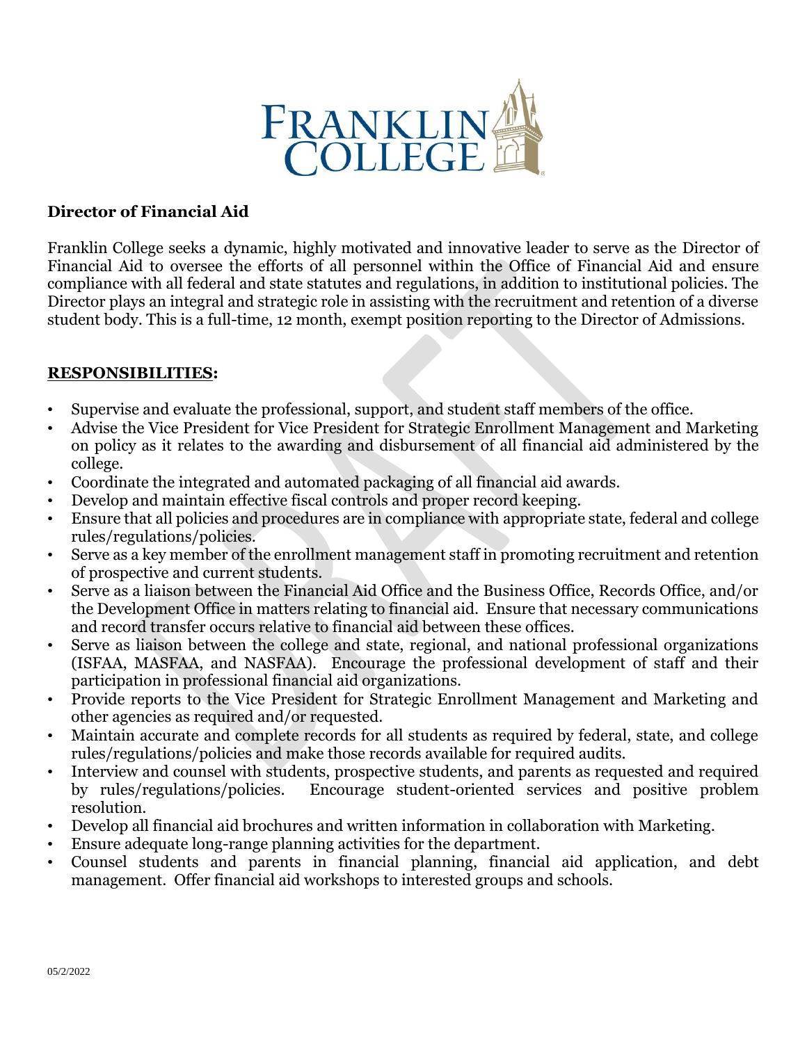**Director of Financial Aid**

Franklin College seeks a dynamic, highly motivated and innovative leader to serve as the Director of Financial Aid to oversee the efforts of all personnel within the Office of Financial Aid and ensure compliance with all federal and state statutes and regulations, in addition to institutional policies. The Director plays an integral and strategic role in assisting with the recruitment and retention of a diverse student body. This is a full-time, 12 month, exempt position reporting to the Director of Admissions.

## RESPONSIBILITIES:

- Supervise and evaluate the professional, support, and student staff members of the office.
- Advise the Vice President for Vice President for Strategic Enrollment Management and Marketing on policy as it relates to the awarding and disbursement of all financial aid administered by the college.
- Coordinate the integrated and automated packaging of all financial aid awards.
- Develop and maintain effective fiscal controls and proper record keeping.
- Ensure that all policies and procedures are in compliance with appropriate state, federal and college rules/regulations/policies.
- Serve as a key member of the enrollment management staff in promoting recruitment and retention of prospective and current students.
- Serve as a liaison between the Financial Aid Office and the Business Office, Records Office, and/or the Development Office in matters relating to financial aid. Ensure that necessary communications and record transfer occurs relative to financial aid between these offices.
- Serve as liaison between the college and state, regional, and national professional organizations (ISFAA, MASFAA, and NASFAA). Encourage the professional development of staff and their participation in professional financial aid organizations.
- Provide reports to the Vice President for Strategic Enrollment Management and Marketing and other agencies as required and/or requested.
- Maintain accurate and complete records for all students as required by federal, state, and college rules/regulations/policies and make those records available for required audits.
- Interview and counsel with students, prospective students, and parents as requested and required by rules/regulations/policies. Encourage student-oriented services and positive problem resolution.
- Develop all financial aid brochures and written information in collaboration with Marketing.
- Ensure adequate long-range planning activities for the department.
- Counsel students and parents in financial planning, financial aid application, and debt management. Offer financial aid workshops to interested groups and schools.

05/2/2022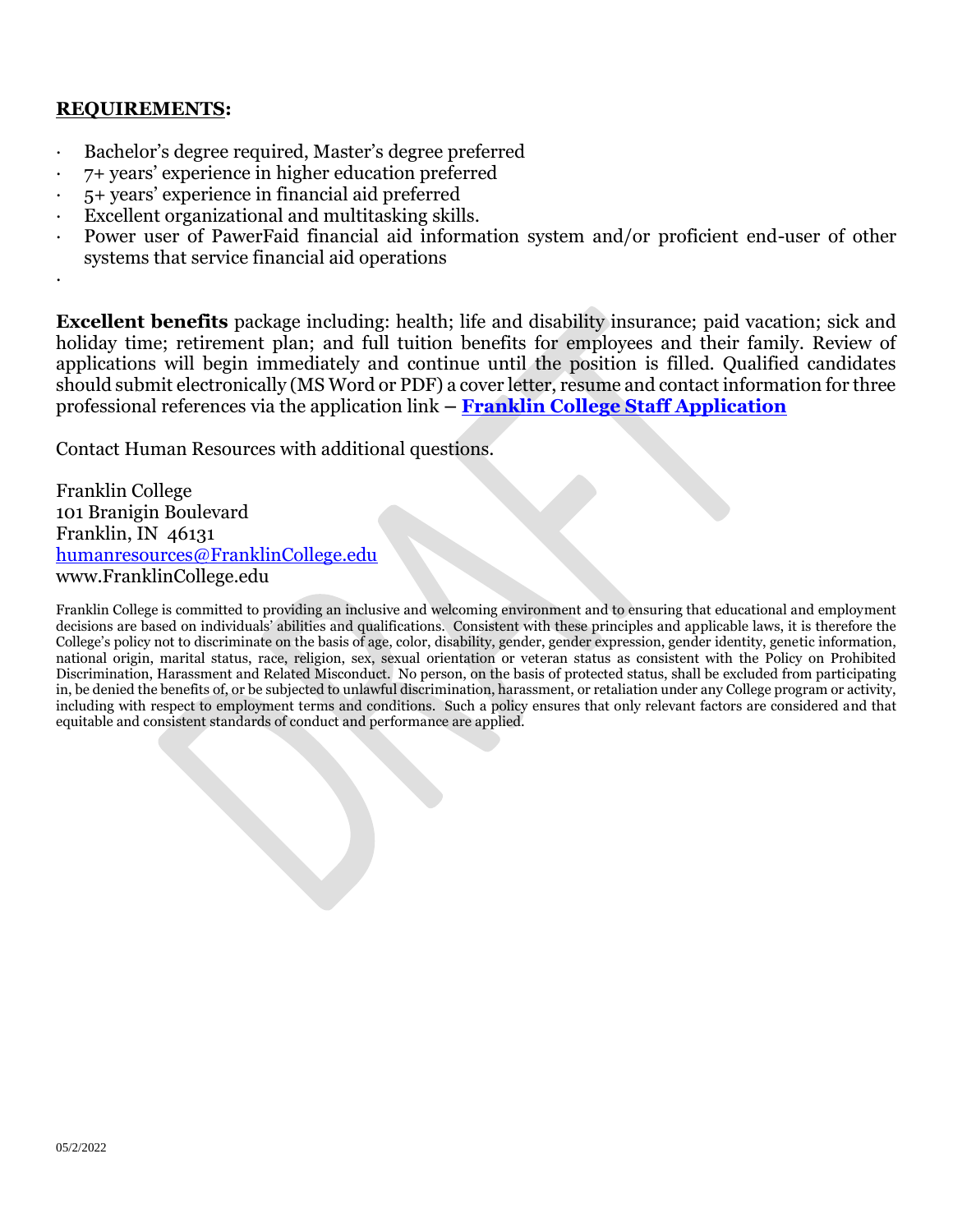**REQUIREMENTS:**

- Bachelor's degree required, Master's degree preferred
- 7+ years' experience in higher education preferred
- 5+ years' experience in financial aid preferred
- Excellent organizational and multitasking skills.
- Power user of PawerFaid financial aid information system and/or proficient end-user of other systems that service financial aid operations

**Excellent benefits** package including: health; life and disability insurance; paid vacation; sick and holiday time; retirement plan; and full tuition benefits for employees and their family. Review of applications will begin immediately and continue until the position is filled. Qualified candidates should submit electronically (MS Word or PDF) a cover letter, resume and contact information for three professional references via the application link – **Franklin College Staff Application**

Contact Human Resources with additional questions.

Franklin College
101 Branigin Boulevard
Franklin, IN 46131
humanresources@FranklinCollege.edu
www.FranklinCollege.edu

Franklin College is committed to providing an inclusive and welcoming environment and to ensuring that educational and employment decisions are based on individuals' abilities and qualifications. Consistent with these principles and applicable laws, it is therefore the College's policy not to discriminate on the basis of age, color, disability, gender, gender expression, gender identity, genetic information, national origin, marital status, race, religion, sex, sexual orientation or veteran status as consistent with the Policy on Prohibited Discrimination, Harassment and Related Misconduct. No person, on the basis of protected status, shall be excluded from participating in, be denied the benefits of, or be subjected to unlawful discrimination, harassment, or retaliation under any College program or activity, including with respect to employment terms and conditions. Such a policy ensures that only relevant factors are considered and that equitable and consistent standards of conduct and performance are applied.

05/2/2022